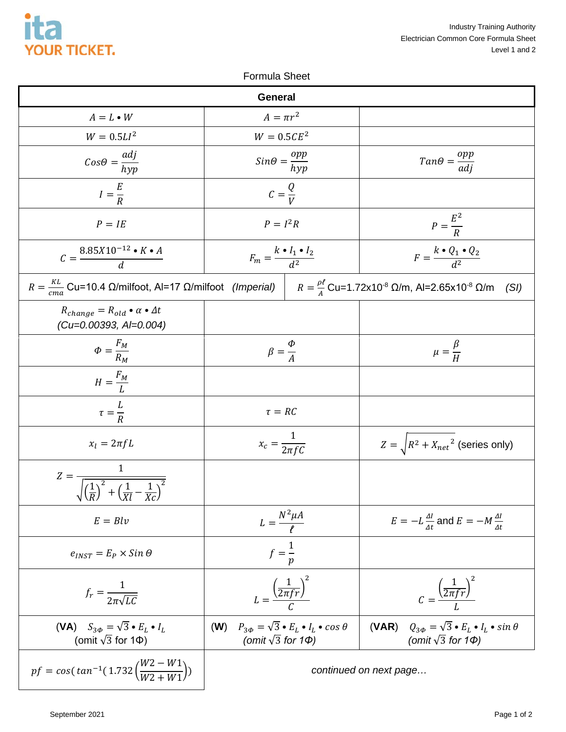Industry Training Authority
Electrician Common Core Formula Sheet
Level 1 and 2

# Formula Sheet

| General | | |
|---|---|---|
| $A = L \bullet W$ | $A = \pi r^2$ | |
| $W = 0.5LI^2$ | $W = 0.5CE^2$ | |
| $Cos\Theta = \frac{adj}{hyp}$ | $Sin\Theta = \frac{opp}{hyp}$ | $Tan\Theta = \frac{opp}{adj}$ |
| $I = \frac{E}{R}$ | $C = \frac{Q}{V}$ | |
| $P = IE$ | $P = I^2R$ | $P = \frac{E^2}{R}$ |
| $C = \frac{8.85X10^{-12} \bullet K \bullet A}{d}$ | $F_m = \frac{k \bullet I_1 \bullet I_2}{d^2}$ | $F = \frac{k \bullet Q_1 \bullet Q_2}{d^2}$ |
| $R = \frac{KL}{cma}$ Cu=10.4 Ω/milfoot, Al=17 Ω/milfoot *(Imperial)* | $R = \frac{\rho \ell}{A}$ Cu=1.72x10$^{-8}$ Ω/m, Al=2.65x10$^{-8}$ Ω/m *(SI)* | |
| $R_{change} = R_{old} \bullet \alpha \bullet \Delta t$ *(Cu=0.00393, Al=0.004)* | | |
| $\Phi = \frac{F_M}{R_M}$ | $\beta = \frac{\Phi}{A}$ | $\mu = \frac{\beta}{H}$ |
| $H = \frac{F_M}{L}$ | | |
| $\tau = \frac{L}{R}$ | $\tau = RC$ | |
| $x_l = 2\pi f L$ | $x_c = \frac{1}{2\pi f C}$ | $Z = \sqrt{R^2 + X_{net}{}^2}$ (series only) |
| $Z = \frac{1}{\sqrt{\left(\frac{1}{R}\right)^2 + \left(\frac{1}{Xl} - \frac{1}{Xc}\right)^2}}$ | | |
| $E = Blv$ | $L = \frac{N^2 \mu A}{\ell}$ | $E = -L\frac{\Delta I}{\Delta t}$ and $E = -M\frac{\Delta I}{\Delta t}$ |
| $e_{INST} = E_P \times Sin\,\Theta$ | $f = \frac{1}{p}$ | |
| $f_r = \frac{1}{2\pi\sqrt{LC}}$ | $L = \frac{\left(\frac{1}{2\pi f r}\right)^2}{C}$ | $C = \frac{\left(\frac{1}{2\pi f r}\right)^2}{L}$ |
| **(VA)** $S_{3\Phi} = \sqrt{3} \bullet E_L \bullet I_L$ (omit $\sqrt{3}$ for 1Φ) | **(W)** $P_{3\Phi} = \sqrt{3} \bullet E_L \bullet I_L \bullet cos\,\theta$ *(omit $\sqrt{3}$ for 1Φ)* | **(VAR)** $Q_{3\Phi} = \sqrt{3} \bullet E_L \bullet I_L \bullet sin\,\theta$ *(omit $\sqrt{3}$ for 1Φ)* |
| $pf = cos(tan^{-1}(1.732\left(\frac{W2 - W1}{W2 + W1}\right))$ | *continued on next page…* | |

September 2021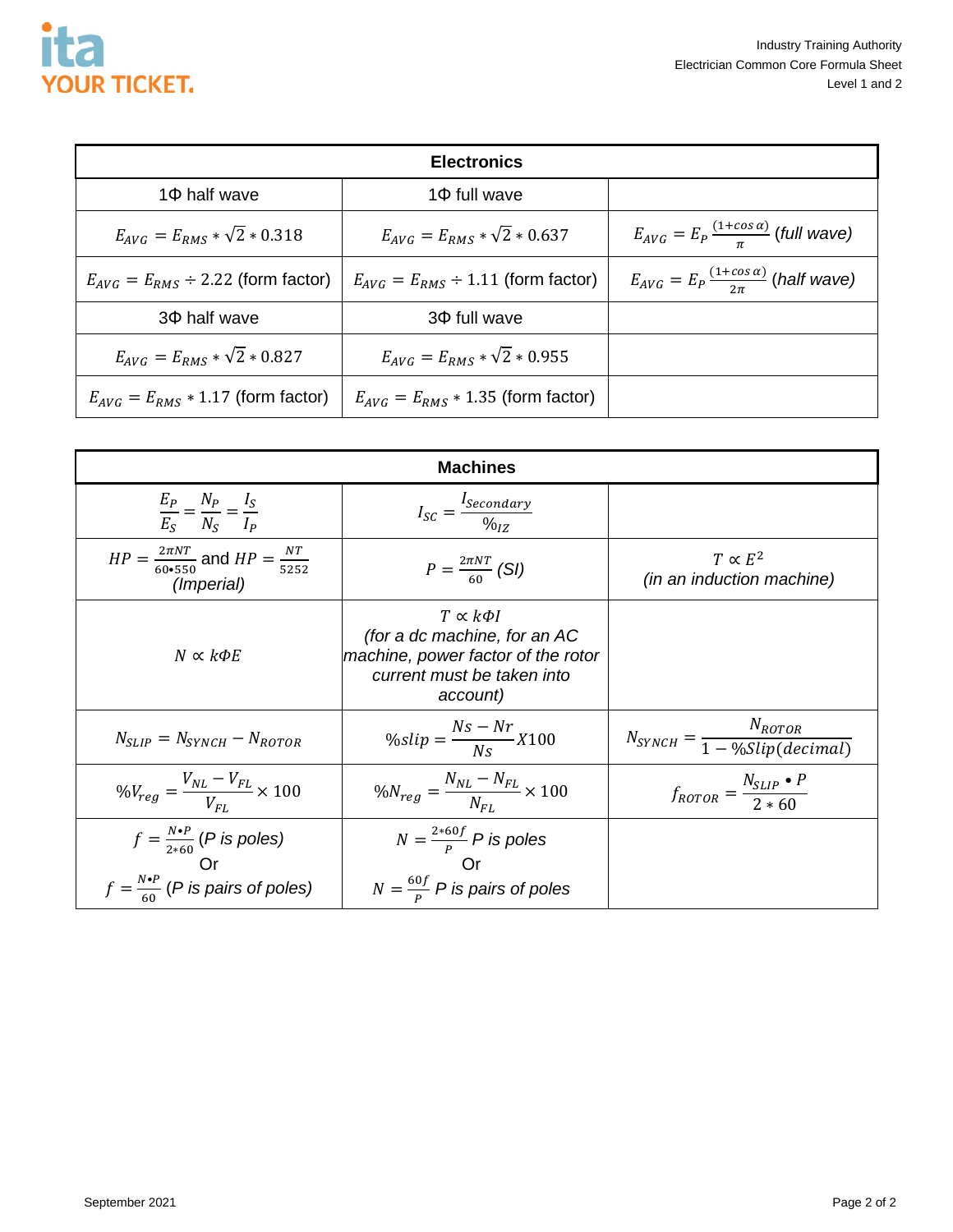## Electronics

| Electronics | | |
|---|---|---|
| 1Φ half wave | 1Φ full wave | |
| $E_{AVG} = E_{RMS} * \sqrt{2} * 0.318$ | $E_{AVG} = E_{RMS} * \sqrt{2} * 0.637$ | $E_{AVG} = E_P \frac{(1+\cos\alpha)}{\pi}$ *(full wave)* |
| $E_{AVG} = E_{RMS} \div 2.22$ (form factor) | $E_{AVG} = E_{RMS} \div 1.11$ (form factor) | $E_{AVG} = E_P \frac{(1+\cos\alpha)}{2\pi}$ *(half wave)* |
| 3Φ half wave | 3Φ full wave | |
| $E_{AVG} = E_{RMS} * \sqrt{2} * 0.827$ | $E_{AVG} = E_{RMS} * \sqrt{2} * 0.955$ | |
| $E_{AVG} = E_{RMS} * 1.17$ (form factor) | $E_{AVG} = E_{RMS} * 1.35$ (form factor) | |

## Machines

| Machines | | |
|---|---|---|
| $\frac{E_P}{E_S} = \frac{N_P}{N_S} = \frac{I_S}{I_P}$ | $I_{SC} = \frac{I_{Secondary}}{\%_{IZ}}$ | |
| $HP = \frac{2\pi NT}{60 \bullet 550}$ and $HP = \frac{NT}{5252}$ *(Imperial)* | $P = \frac{2\pi NT}{60}$ *(SI)* | $T \propto E^2$ *(in an induction machine)* |
| $N \propto k\Phi E$ | $T \propto k\Phi I$ *(for a dc machine, for an AC machine, power factor of the rotor current must be taken into account)* | |
| $N_{SLIP} = N_{SYNCH} - N_{ROTOR}$ | $\%slip = \frac{Ns - Nr}{Ns} X100$ | $N_{SYNCH} = \frac{N_{ROTOR}}{1 - \%Slip(decimal)}$ |
| $\%V_{reg} = \frac{V_{NL} - V_{FL}}{V_{FL}} \times 100$ | $\%N_{reg} = \frac{N_{NL} - N_{FL}}{N_{FL}} \times 100$ | $f_{ROTOR} = \frac{N_{SLIP} \bullet P}{2 * 60}$ |
| $f = \frac{N \bullet P}{2 * 60}$ *(P is poles)* Or $f = \frac{N \bullet P}{60}$ *(P is pairs of poles)* | $N = \frac{2 * 60f}{P}$ *P is poles* Or $N = \frac{60f}{P}$ *P is pairs of poles* | |